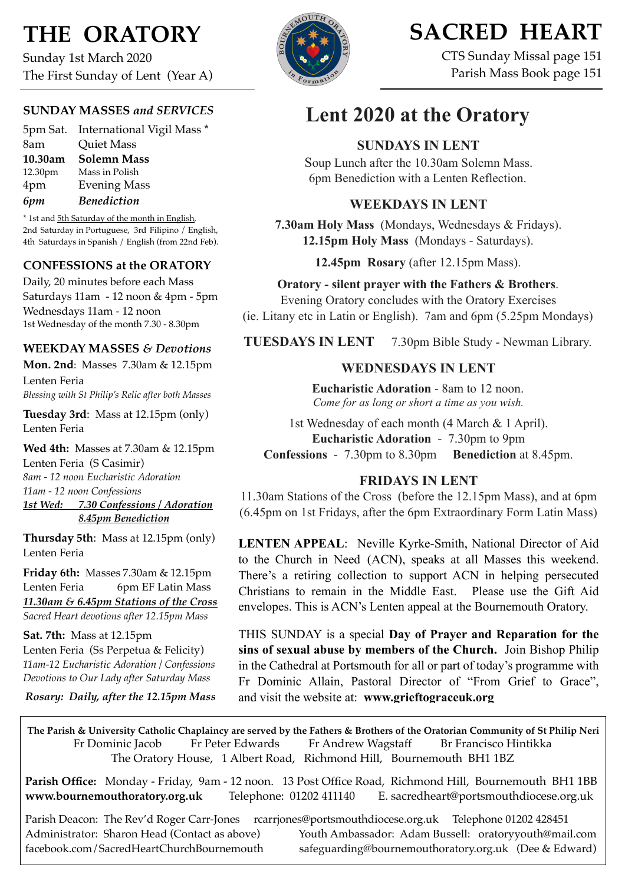# THE ORATORY

Sunday 1st March 2020
The First Sunday of Lent (Year A)

# SACRED HEART

CTS Sunday Missal page 151
Parish Mass Book page 151

## SUNDAY MASSES *and SERVICES*

| | |
|---|---|
| 5pm Sat. | International Vigil Mass * |
| 8am | Quiet Mass |
| **10.30am** | **Solemn Mass** |
| 12.30pm | Mass in Polish |
| 4pm | Evening Mass |
| ***6pm*** | ***Benediction*** |

\* 1st and 5th Saturday of the month in English, 2nd Saturday in Portuguese, 3rd Filipino / English, 4th Saturdays in Spanish / English (from 22nd Feb).

## CONFESSIONS at the ORATORY

Daily, 20 minutes before each Mass
Saturdays 11am - 12 noon & 4pm - 5pm
Wednesdays 11am - 12 noon
1st Wednesday of the month 7.30 - 8.30pm

## WEEKDAY MASSES *& Devotions*

**Mon. 2nd**: Masses 7.30am & 12.15pm
Lenten Feria
*Blessing with St Philip's Relic after both Masses*

**Tuesday 3rd**: Mass at 12.15pm (only)
Lenten Feria

**Wed 4th:** Masses at 7.30am & 12.15pm
Lenten Feria (S Casimir)
*8am - 12 noon Eucharistic Adoration*
*11am - 12 noon Confessions*
***1st Wed: 7.30 Confessions / Adoration***
***8.45pm Benediction***

**Thursday 5th**: Mass at 12.15pm (only)
Lenten Feria

**Friday 6th:** Masses 7.30am & 12.15pm
Lenten Feria 6pm EF Latin Mass
***11.30am & 6.45pm Stations of the Cross***
*Sacred Heart devotions after 12.15pm Mass*

**Sat. 7th:** Mass at 12.15pm
Lenten Feria (Ss Perpetua & Felicity)
*11am-12 Eucharistic Adoration / Confessions*
*Devotions to Our Lady after Saturday Mass*

***Rosary: Daily, after the 12.15pm Mass***

# Lent 2020 at the Oratory

## SUNDAYS IN LENT

Soup Lunch after the 10.30am Solemn Mass.
6pm Benediction with a Lenten Reflection.

## WEEKDAYS IN LENT

**7.30am Holy Mass** (Mondays, Wednesdays & Fridays).
**12.15pm Holy Mass** (Mondays - Saturdays).

**12.45pm Rosary** (after 12.15pm Mass).

**Oratory - silent prayer with the Fathers & Brothers**.
Evening Oratory concludes with the Oratory Exercises (ie. Litany etc in Latin or English). 7am and 6pm (5.25pm Mondays)

**TUESDAYS IN LENT** 7.30pm Bible Study - Newman Library.

## WEDNESDAYS IN LENT

**Eucharistic Adoration** - 8am to 12 noon.
*Come for as long or short a time as you wish.*

1st Wednesday of each month (4 March & 1 April).
**Eucharistic Adoration** - 7.30pm to 9pm
**Confessions** - 7.30pm to 8.30pm **Benediction** at 8.45pm.

## FRIDAYS IN LENT

11.30am Stations of the Cross (before the 12.15pm Mass), and at 6pm (6.45pm on 1st Fridays, after the 6pm Extraordinary Form Latin Mass)

**LENTEN APPEAL**: Neville Kyrke-Smith, National Director of Aid to the Church in Need (ACN), speaks at all Masses this weekend. There's a retiring collection to support ACN in helping persecuted Christians to remain in the Middle East. Please use the Gift Aid envelopes. This is ACN's Lenten appeal at the Bournemouth Oratory.

THIS SUNDAY is a special **Day of Prayer and Reparation for the sins of sexual abuse by members of the Church.** Join Bishop Philip in the Cathedral at Portsmouth for all or part of today's programme with Fr Dominic Allain, Pastoral Director of "From Grief to Grace", and visit the website at: **www.grieftograceuk.org**

---

**The Parish & University Catholic Chaplaincy are served by the Fathers & Brothers of the Oratorian Community of St Philip Neri**
Fr Dominic Jacob Fr Peter Edwards Fr Andrew Wagstaff Br Francisco Hintikka
The Oratory House, 1 Albert Road, Richmond Hill, Bournemouth BH1 1BZ

**Parish Office:** Monday - Friday, 9am - 12 noon. 13 Post Office Road, Richmond Hill, Bournemouth BH1 1BB
**www.bournemouthoratory.org.uk** Telephone: 01202 411140 E. sacredheart@portsmouthdiocese.org.uk

Parish Deacon: The Rev'd Roger Carr-Jones rcarrjones@portsmouthdiocese.org.uk Telephone 01202 428451
Administrator: Sharon Head (Contact as above) Youth Ambassador: Adam Bussell: oratoryyouth@mail.com
facebook.com/SacredHeartChurchBournemouth safeguarding@bournemouthoratory.org.uk (Dee & Edward)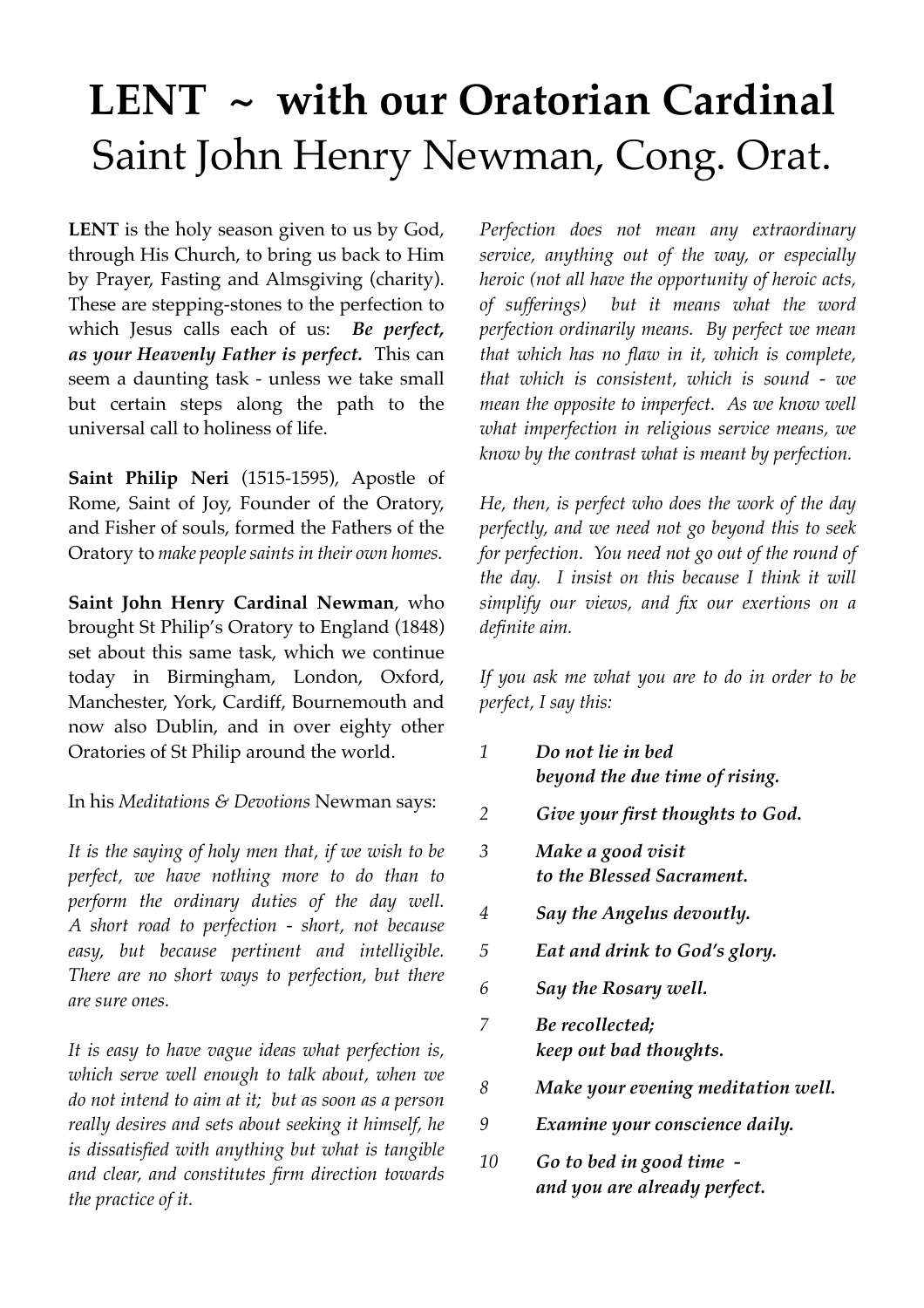# LENT ~ with our Oratorian Cardinal Saint John Henry Newman, Cong. Orat.

**LENT** is the holy season given to us by God, through His Church, to bring us back to Him by Prayer, Fasting and Almsgiving (charity). These are stepping-stones to the perfection to which Jesus calls each of us: ***Be perfect, as your Heavenly Father is perfect.*** This can seem a daunting task - unless we take small but certain steps along the path to the universal call to holiness of life.

**Saint Philip Neri** (1515-1595), Apostle of Rome, Saint of Joy, Founder of the Oratory, and Fisher of souls, formed the Fathers of the Oratory to *make people saints in their own homes.*

**Saint John Henry Cardinal Newman**, who brought St Philip's Oratory to England (1848) set about this same task, which we continue today in Birmingham, London, Oxford, Manchester, York, Cardiff, Bournemouth and now also Dublin, and in over eighty other Oratories of St Philip around the world.

In his *Meditations & Devotions* Newman says:

*It is the saying of holy men that, if we wish to be perfect, we have nothing more to do than to perform the ordinary duties of the day well. A short road to perfection - short, not because easy, but because pertinent and intelligible. There are no short ways to perfection, but there are sure ones.*

*It is easy to have vague ideas what perfection is, which serve well enough to talk about, when we do not intend to aim at it; but as soon as a person really desires and sets about seeking it himself, he is dissatisfied with anything but what is tangible and clear, and constitutes firm direction towards the practice of it.*

*Perfection does not mean any extraordinary service, anything out of the way, or especially heroic (not all have the opportunity of heroic acts, of sufferings) but it means what the word perfection ordinarily means. By perfect we mean that which has no flaw in it, which is complete, that which is consistent, which is sound - we mean the opposite to imperfect. As we know well what imperfection in religious service means, we know by the contrast what is meant by perfection.*

*He, then, is perfect who does the work of the day perfectly, and we need not go beyond this to seek for perfection. You need not go out of the round of the day. I insist on this because I think it will simplify our views, and fix our exertions on a definite aim.*

*If you ask me what you are to do in order to be perfect, I say this:*

1. ***Do not lie in bed beyond the due time of rising.***
2. ***Give your first thoughts to God.***
3. ***Make a good visit to the Blessed Sacrament.***
4. ***Say the Angelus devoutly.***
5. ***Eat and drink to God's glory.***
6. ***Say the Rosary well.***
7. ***Be recollected; keep out bad thoughts.***
8. ***Make your evening meditation well.***
9. ***Examine your conscience daily.***
10. ***Go to bed in good time - and you are already perfect.***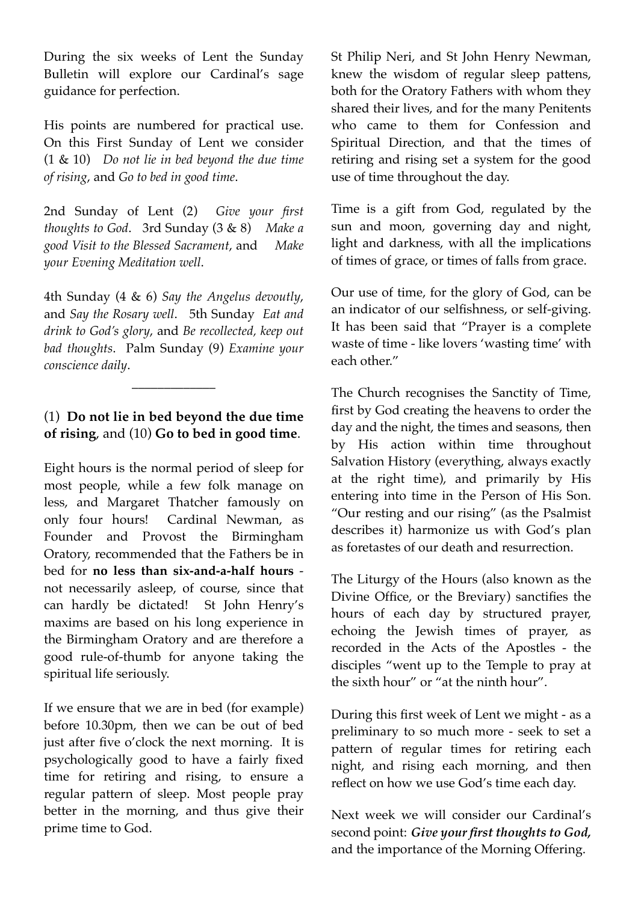During the six weeks of Lent the Sunday Bulletin will explore our Cardinal's sage guidance for perfection.

His points are numbered for practical use. On this First Sunday of Lent we consider (1 & 10) *Do not lie in bed beyond the due time of rising*, and *Go to bed in good time*.

2nd Sunday of Lent (2) *Give your first thoughts to God*. 3rd Sunday (3 & 8) *Make a good Visit to the Blessed Sacrament*, and *Make your Evening Meditation well*.

4th Sunday (4 & 6) *Say the Angelus devoutly*, and *Say the Rosary well*. 5th Sunday *Eat and drink to God's glory*, and *Be recollected, keep out bad thoughts*. Palm Sunday (9) *Examine your conscience daily*.

---

(1) **Do not lie in bed beyond the due time of rising**, and (10) **Go to bed in good time**.

Eight hours is the normal period of sleep for most people, while a few folk manage on less, and Margaret Thatcher famously on only four hours! Cardinal Newman, as Founder and Provost the Birmingham Oratory, recommended that the Fathers be in bed for **no less than six-and-a-half hours** - not necessarily asleep, of course, since that can hardly be dictated! St John Henry's maxims are based on his long experience in the Birmingham Oratory and are therefore a good rule-of-thumb for anyone taking the spiritual life seriously.

If we ensure that we are in bed (for example) before 10.30pm, then we can be out of bed just after five o'clock the next morning. It is psychologically good to have a fairly fixed time for retiring and rising, to ensure a regular pattern of sleep. Most people pray better in the morning, and thus give their prime time to God.

St Philip Neri, and St John Henry Newman, knew the wisdom of regular sleep pattens, both for the Oratory Fathers with whom they shared their lives, and for the many Penitents who came to them for Confession and Spiritual Direction, and that the times of retiring and rising set a system for the good use of time throughout the day.

Time is a gift from God, regulated by the sun and moon, governing day and night, light and darkness, with all the implications of times of grace, or times of falls from grace.

Our use of time, for the glory of God, can be an indicator of our selfishness, or self-giving. It has been said that "Prayer is a complete waste of time - like lovers 'wasting time' with each other."

The Church recognises the Sanctity of Time, first by God creating the heavens to order the day and the night, the times and seasons, then by His action within time throughout Salvation History (everything, always exactly at the right time), and primarily by His entering into time in the Person of His Son. "Our resting and our rising" (as the Psalmist describes it) harmonize us with God's plan as foretastes of our death and resurrection.

The Liturgy of the Hours (also known as the Divine Office, or the Breviary) sanctifies the hours of each day by structured prayer, echoing the Jewish times of prayer, as recorded in the Acts of the Apostles - the disciples "went up to the Temple to pray at the sixth hour" or "at the ninth hour".

During this first week of Lent we might - as a preliminary to so much more - seek to set a pattern of regular times for retiring each night, and rising each morning, and then reflect on how we use God's time each day.

Next week we will consider our Cardinal's second point: ***Give your first thoughts to God,*** and the importance of the Morning Offering.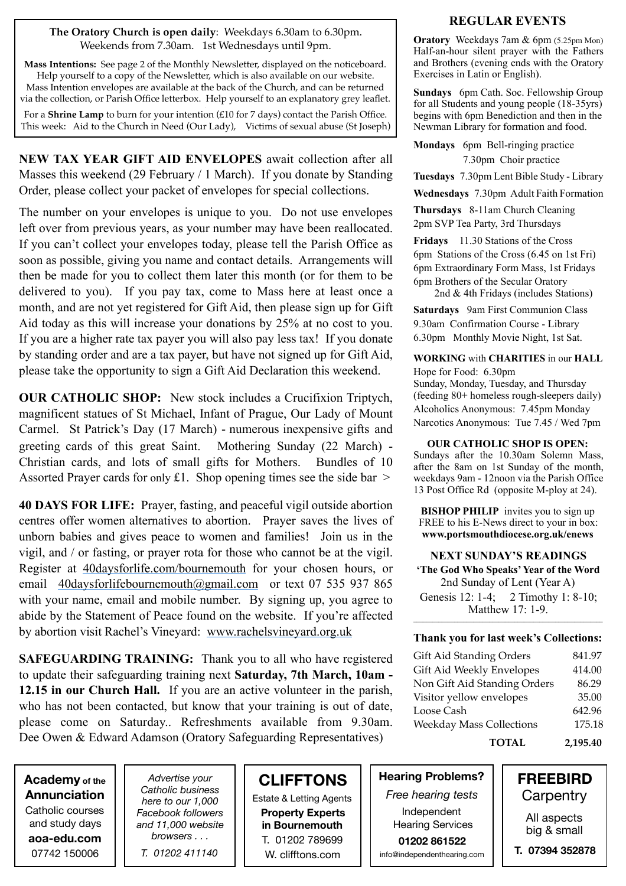**The Oratory Church is open daily**: Weekdays 6.30am to 6.30pm. Weekends from 7.30am. 1st Wednesdays until 9pm.

**Mass Intentions:** See page 2 of the Monthly Newsletter, displayed on the noticeboard. Help yourself to a copy of the Newsletter, which is also available on our website. Mass Intention envelopes are available at the back of the Church, and can be returned via the collection, or Parish Office letterbox. Help yourself to an explanatory grey leaflet.

For a **Shrine Lamp** to burn for your intention (£10 for 7 days) contact the Parish Office. This week: Aid to the Church in Need (Our Lady), Victims of sexual abuse (St Joseph)

**NEW TAX YEAR GIFT AID ENVELOPES** await collection after all Masses this weekend (29 February / 1 March). If you donate by Standing Order, please collect your packet of envelopes for special collections.

The number on your envelopes is unique to you. Do not use envelopes left over from previous years, as your number may have been reallocated. If you can't collect your envelopes today, please tell the Parish Office as soon as possible, giving you name and contact details. Arrangements will then be made for you to collect them later this month (or for them to be delivered to you). If you pay tax, come to Mass here at least once a month, and are not yet registered for Gift Aid, then please sign up for Gift Aid today as this will increase your donations by 25% at no cost to you. If you are a higher rate tax payer you will also pay less tax! If you donate by standing order and are a tax payer, but have not signed up for Gift Aid, please take the opportunity to sign a Gift Aid Declaration this weekend.

**OUR CATHOLIC SHOP:** New stock includes a Crucifixion Triptych, magnificent statues of St Michael, Infant of Prague, Our Lady of Mount Carmel. St Patrick's Day (17 March) - numerous inexpensive gifts and greeting cards of this great Saint. Mothering Sunday (22 March) - Christian cards, and lots of small gifts for Mothers. Bundles of 10 Assorted Prayer cards for only £1. Shop opening times see the side bar >

**40 DAYS FOR LIFE:** Prayer, fasting, and peaceful vigil outside abortion centres offer women alternatives to abortion. Prayer saves the lives of unborn babies and gives peace to women and families! Join us in the vigil, and / or fasting, or prayer rota for those who cannot be at the vigil. Register at 40daysforlife.com/bournemouth for your chosen hours, or email 40daysforlifebournemouth@gmail.com or text 07 535 937 865 with your name, email and mobile number. By signing up, you agree to abide by the Statement of Peace found on the website. If you're affected by abortion visit Rachel's Vineyard: www.rachelsvineyard.org.uk

**SAFEGUARDING TRAINING:** Thank you to all who have registered to update their safeguarding training next **Saturday, 7th March, 10am - 12.15 in our Church Hall.** If you are an active volunteer in the parish, who has not been contacted, but know that your training is out of date, please come on Saturday.. Refreshments available from 9.30am. Dee Owen & Edward Adamson (Oratory Safeguarding Representatives)

## REGULAR EVENTS

**Oratory** Weekdays 7am & 6pm (5.25pm Mon) Half-an-hour silent prayer with the Fathers and Brothers (evening ends with the Oratory Exercises in Latin or English).

**Sundays** 6pm Cath. Soc. Fellowship Group for all Students and young people (18-35yrs) begins with 6pm Benediction and then in the Newman Library for formation and food.

**Mondays** 6pm Bell-ringing practice
7.30pm Choir practice

**Tuesdays** 7.30pm Lent Bible Study - Library

**Wednesdays** 7.30pm Adult Faith Formation

**Thursdays** 8-11am Church Cleaning
2pm SVP Tea Party, 3rd Thursdays

**Fridays** 11.30 Stations of the Cross
6pm Stations of the Cross (6.45 on 1st Fri)
6pm Extraordinary Form Mass, 1st Fridays
6pm Brothers of the Secular Oratory
2nd & 4th Fridays (includes Stations)

**Saturdays** 9am First Communion Class
9.30am Confirmation Course - Library
6.30pm Monthly Movie Night, 1st Sat.

**WORKING** with **CHARITIES** in our **HALL**
Hope for Food: 6.30pm
Sunday, Monday, Tuesday, and Thursday (feeding 80+ homeless rough-sleepers daily)
Alcoholics Anonymous: 7.45pm Monday
Narcotics Anonymous: Tue 7.45 / Wed 7pm

**OUR CATHOLIC SHOP IS OPEN:**
Sundays after the 10.30am Solemn Mass, after the 8am on 1st Sunday of the month, weekdays 9am - 12noon via the Parish Office 13 Post Office Rd (opposite M-ploy at 24).

**BISHOP PHILIP** invites you to sign up FREE to his E-News direct to your in box: **www.portsmouthdiocese.org.uk/enews**

**NEXT SUNDAY'S READINGS**
**'The God Who Speaks' Year of the Word**
2nd Sunday of Lent (Year A)
Genesis 12: 1-4; 2 Timothy 1: 8-10; Matthew 17: 1-9.

**Thank you for last week's Collections:**

| | |
|---|---|
| Gift Aid Standing Orders | 841.97 |
| Gift Aid Weekly Envelopes | 414.00 |
| Non Gift Aid Standing Orders | 86.29 |
| Visitor yellow envelopes | 35.00 |
| Loose Cash | 642.96 |
| Weekday Mass Collections | 175.18 |
| **TOTAL** | **2,195.40** |

**Academy of the Annunciation**
Catholic courses and study days
**aoa-edu.com**
07742 150006

*Advertise your Catholic business here to our 1,000 Facebook followers and 11,000 website browsers . . .*
*T. 01202 411140*

**CLIFFTONS**
Estate & Letting Agents
**Property Experts in Bournemouth**
T. 01202 789699
W. clifftons.com

**Hearing Problems?**
*Free hearing tests*
Independent Hearing Services
**01202 861522**
info@independenthearing.com

**FREEBIRD** Carpentry
All aspects big & small
**T. 07394 352878**